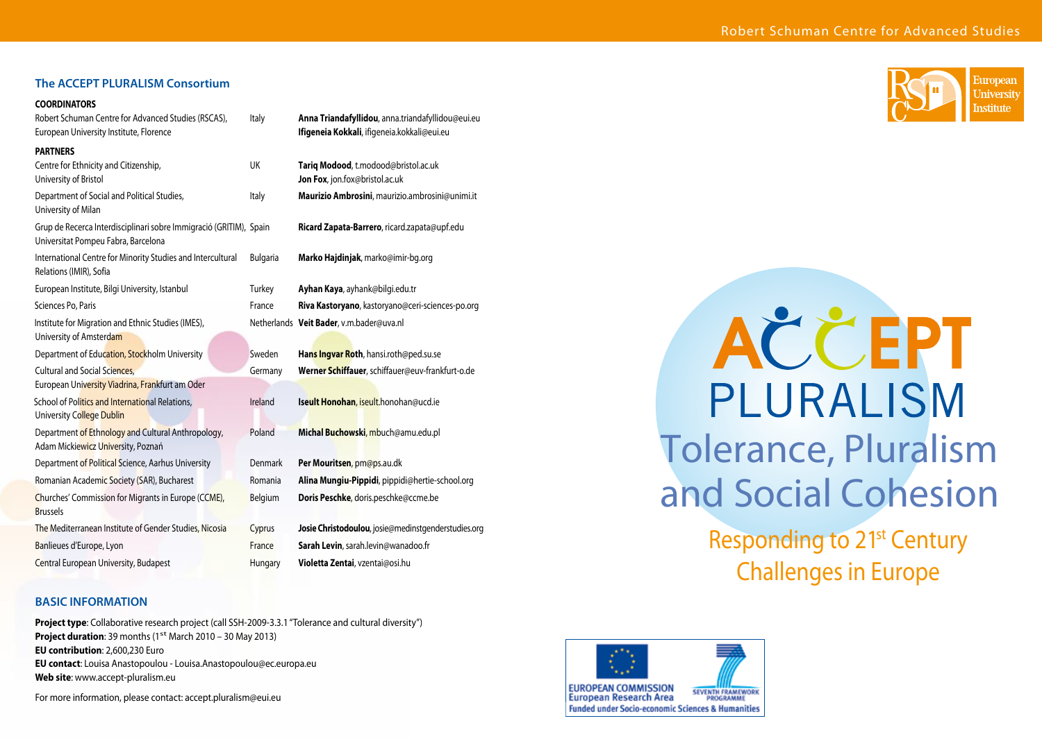## The ACCEPT PLURALISM Consortium

**COORDINATORS**

| | | |
|---|---|---|
| Robert Schuman Centre for Advanced Studies (RSCAS), European University Institute, Florence | Italy | **Anna Triandafyllidou**, anna.triandafyllidou@eui.eu<br>**Ifigeneia Kokkali**, ifigeneia.kokkali@eui.eu |

**PARTNERS**

| | | |
|---|---|---|
| Centre for Ethnicity and Citizenship, University of Bristol | UK | **Tariq Modood**, t.modood@bristol.ac.uk<br>**Jon Fox**, jon.fox@bristol.ac.uk |
| Department of Social and Political Studies, University of Milan | Italy | **Maurizio Ambrosini**, maurizio.ambrosini@unimi.it |
| Grup de Recerca Interdisciplinari sobre Immigració (GRITIM), Universitat Pompeu Fabra, Barcelona | Spain | **Ricard Zapata-Barrero**, ricard.zapata@upf.edu |
| International Centre for Minority Studies and Intercultural Relations (IMIR), Sofia | Bulgaria | **Marko Hajdinjak**, marko@imir-bg.org |
| European Institute, Bilgi University, Istanbul | Turkey | **Ayhan Kaya**, ayhank@bilgi.edu.tr |
| Sciences Po, Paris | France | **Riva Kastoryano**, kastoryano@ceri-sciences-po.org |
| Institute for Migration and Ethnic Studies (IMES), University of Amsterdam | Netherlands | **Veit Bader**, v.m.bader@uva.nl |
| Department of Education, Stockholm University | Sweden | **Hans Ingvar Roth**, hansi.roth@ped.su.se |
| Cultural and Social Sciences, European University Viadrina, Frankfurt am Oder | Germany | **Werner Schiffauer**, schiffauer@euv-frankfurt-o.de |
| School of Politics and International Relations, University College Dublin | Ireland | **Iseult Honohan**, iseult.honohan@ucd.ie |
| Department of Ethnology and Cultural Anthropology, Adam Mickiewicz University, Poznań | Poland | **Michal Buchowski**, mbuch@amu.edu.pl |
| Department of Political Science, Aarhus University | Denmark | **Per Mouritsen**, pm@ps.au.dk |
| Romanian Academic Society (SAR), Bucharest | Romania | **Alina Mungiu-Pippidi**, pippidi@hertie-school.org |
| Churches' Commission for Migrants in Europe (CCME), Brussels | Belgium | **Doris Peschke**, doris.peschke@ccme.be |
| The Mediterranean Institute of Gender Studies, Nicosia | Cyprus | **Josie Christodoulou**, josie@medinstgenderstudies.org |
| Banlieues d'Europe, Lyon | France | **Sarah Levin**, sarah.levin@wanadoo.fr |
| Central European University, Budapest | Hungary | **Violetta Zentai**, vzentai@osi.hu |

## BASIC INFORMATION

**Project type**: Collaborative research project (call SSH-2009-3.3.1 "Tolerance and cultural diversity")
**Project duration**: 39 months (1st March 2010 – 30 May 2013)
**EU contribution**: 2,600,230 Euro
**EU contact**: Louisa Anastopoulou - Louisa.Anastopoulou@ec.europa.eu
**Web site**: www.accept-pluralism.eu

For more information, please contact: accept.pluralism@eui.eu

Robert Schuman Centre for Advanced Studies

European University Institute

# ACCEPT PLURALISM

## Tolerance, Pluralism and Social Cohesion

### Responding to 21st Century Challenges in Europe

EUROPEAN COMMISSION
European Research Area
SEVENTH FRAMEWORK PROGRAMME
Funded under Socio-economic Sciences & Humanities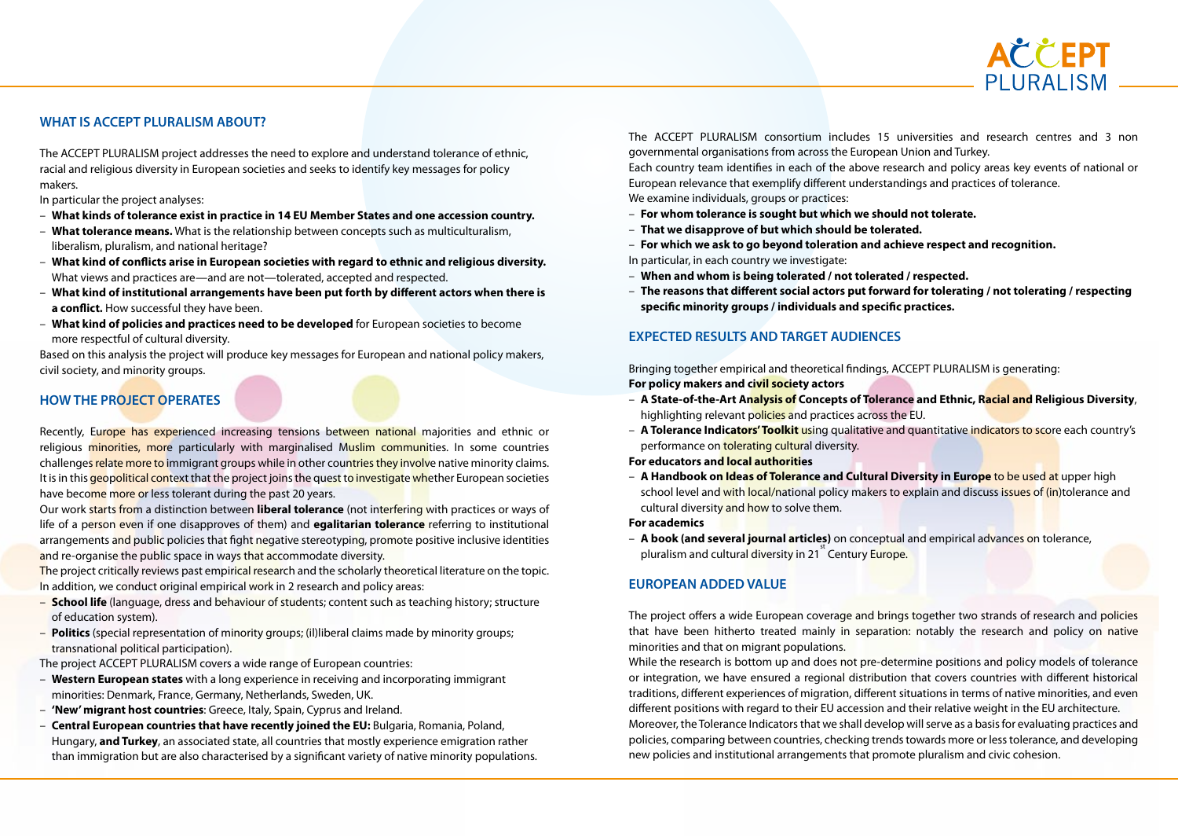## WHAT IS ACCEPT PLURALISM ABOUT?

The ACCEPT PLURALISM project addresses the need to explore and understand tolerance of ethnic, racial and religious diversity in European societies and seeks to identify key messages for policy makers.

In particular the project analyses:

- **What kinds of tolerance exist in practice in 14 EU Member States and one accession country.**
- **What tolerance means.** What is the relationship between concepts such as multiculturalism, liberalism, pluralism, and national heritage?
- **What kind of conflicts arise in European societies with regard to ethnic and religious diversity.** What views and practices are—and are not—tolerated, accepted and respected.
- **What kind of institutional arrangements have been put forth by different actors when there is a conflict.** How successful they have been.
- **What kind of policies and practices need to be developed** for European societies to become more respectful of cultural diversity.

Based on this analysis the project will produce key messages for European and national policy makers, civil society, and minority groups.

## HOW THE PROJECT OPERATES

Recently, Europe has experienced increasing tensions between national majorities and ethnic or religious minorities, more particularly with marginalised Muslim communities. In some countries challenges relate more to immigrant groups while in other countries they involve native minority claims. It is in this geopolitical context that the project joins the quest to investigate whether European societies have become more or less tolerant during the past 20 years.

Our work starts from a distinction between **liberal tolerance** (not interfering with practices or ways of life of a person even if one disapproves of them) and **egalitarian tolerance** referring to institutional arrangements and public policies that fight negative stereotyping, promote positive inclusive identities and re-organise the public space in ways that accommodate diversity.

The project critically reviews past empirical research and the scholarly theoretical literature on the topic. In addition, we conduct original empirical work in 2 research and policy areas:

- **School life** (language, dress and behaviour of students; content such as teaching history; structure of education system).
- **Politics** (special representation of minority groups; (il)liberal claims made by minority groups; transnational political participation).

The project ACCEPT PLURALISM covers a wide range of European countries:

- **Western European states** with a long experience in receiving and incorporating immigrant minorities: Denmark, France, Germany, Netherlands, Sweden, UK.
- **'New' migrant host countries**: Greece, Italy, Spain, Cyprus and Ireland.
- **Central European countries that have recently joined the EU:** Bulgaria, Romania, Poland, Hungary, **and Turkey**, an associated state, all countries that mostly experience emigration rather than immigration but are also characterised by a significant variety of native minority populations.

The ACCEPT PLURALISM consortium includes 15 universities and research centres and 3 non governmental organisations from across the European Union and Turkey.

Each country team identifies in each of the above research and policy areas key events of national or European relevance that exemplify different understandings and practices of tolerance.

We examine individuals, groups or practices:

- **For whom tolerance is sought but which we should not tolerate.**
- **That we disapprove of but which should be tolerated.**
- **For which we ask to go beyond toleration and achieve respect and recognition.**

In particular, in each country we investigate:

- **When and whom is being tolerated / not tolerated / respected.**
- **The reasons that different social actors put forward for tolerating / not tolerating / respecting specific minority groups / individuals and specific practices.**

## EXPECTED RESULTS AND TARGET AUDIENCES

Bringing together empirical and theoretical findings, ACCEPT PLURALISM is generating:

**For policy makers and civil society actors**

- **A State-of-the-Art Analysis of Concepts of Tolerance and Ethnic, Racial and Religious Diversity**, highlighting relevant policies and practices across the EU.
- **A Tolerance Indicators' Toolkit** using qualitative and quantitative indicators to score each country's performance on tolerating cultural diversity.

**For educators and local authorities**

- **A Handbook on Ideas of Tolerance and Cultural Diversity in Europe** to be used at upper high school level and with local/national policy makers to explain and discuss issues of (in)tolerance and cultural diversity and how to solve them.

**For academics**

- **A book (and several journal articles)** on conceptual and empirical advances on tolerance, pluralism and cultural diversity in 21st Century Europe.

## EUROPEAN ADDED VALUE

The project offers a wide European coverage and brings together two strands of research and policies that have been hitherto treated mainly in separation: notably the research and policy on native minorities and that on migrant populations.

While the research is bottom up and does not pre-determine positions and policy models of tolerance or integration, we have ensured a regional distribution that covers countries with different historical traditions, different experiences of migration, different situations in terms of native minorities, and even different positions with regard to their EU accession and their relative weight in the EU architecture.

Moreover, the Tolerance Indicators that we shall develop will serve as a basis for evaluating practices and policies, comparing between countries, checking trends towards more or less tolerance, and developing new policies and institutional arrangements that promote pluralism and civic cohesion.